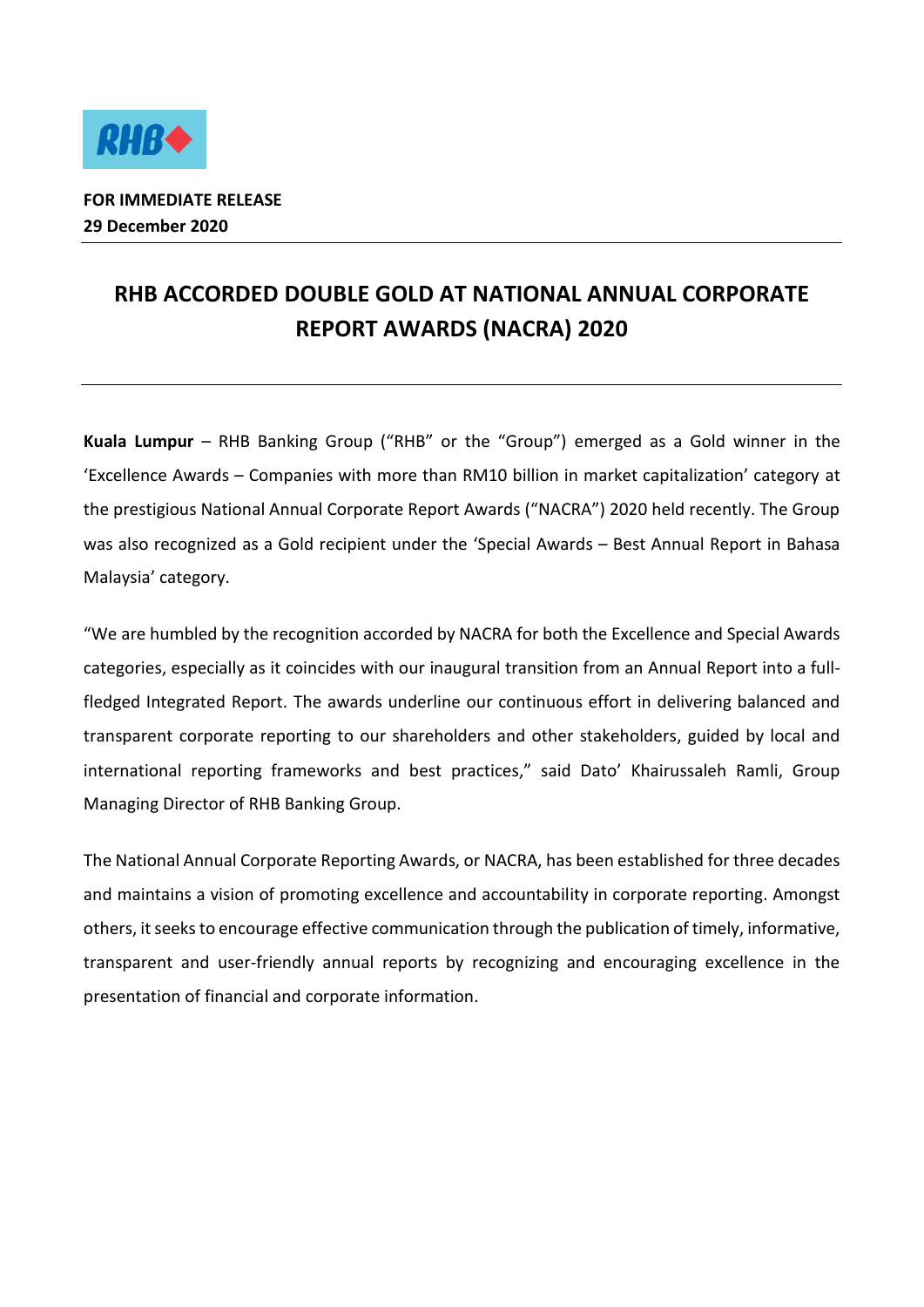**FOR IMMEDIATE RELEASE**
**29 December 2020**

# RHB ACCORDED DOUBLE GOLD AT NATIONAL ANNUAL CORPORATE REPORT AWARDS (NACRA) 2020

**Kuala Lumpur** – RHB Banking Group ("RHB" or the "Group") emerged as a Gold winner in the 'Excellence Awards – Companies with more than RM10 billion in market capitalization' category at the prestigious National Annual Corporate Report Awards ("NACRA") 2020 held recently. The Group was also recognized as a Gold recipient under the 'Special Awards – Best Annual Report in Bahasa Malaysia' category.

"We are humbled by the recognition accorded by NACRA for both the Excellence and Special Awards categories, especially as it coincides with our inaugural transition from an Annual Report into a full-fledged Integrated Report. The awards underline our continuous effort in delivering balanced and transparent corporate reporting to our shareholders and other stakeholders, guided by local and international reporting frameworks and best practices," said Dato' Khairussaleh Ramli, Group Managing Director of RHB Banking Group.

The National Annual Corporate Reporting Awards, or NACRA, has been established for three decades and maintains a vision of promoting excellence and accountability in corporate reporting. Amongst others, it seeks to encourage effective communication through the publication of timely, informative, transparent and user-friendly annual reports by recognizing and encouraging excellence in the presentation of financial and corporate information.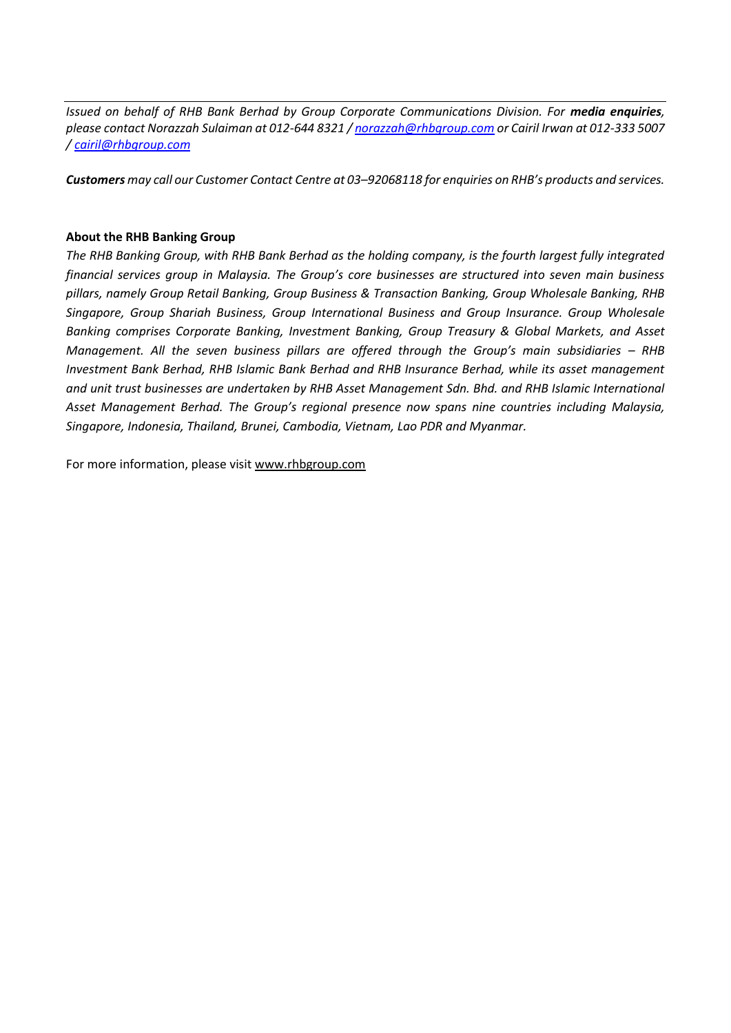---

*Issued on behalf of RHB Bank Berhad by Group Corporate Communications Division. For **media enquiries**, please contact Norazzah Sulaiman at 012-644 8321 / [norazzah@rhbgroup.com](mailto:norazzah@rhbgroup.com) or Cairil Irwan at 012-333 5007 / [cairil@rhbgroup.com](mailto:cairil@rhbgroup.com)*

***Customers** may call our Customer Contact Centre at 03–92068118 for enquiries on RHB's products and services.*

**About the RHB Banking Group**

*The RHB Banking Group, with RHB Bank Berhad as the holding company, is the fourth largest fully integrated financial services group in Malaysia. The Group's core businesses are structured into seven main business pillars, namely Group Retail Banking, Group Business & Transaction Banking, Group Wholesale Banking, RHB Singapore, Group Shariah Business, Group International Business and Group Insurance. Group Wholesale Banking comprises Corporate Banking, Investment Banking, Group Treasury & Global Markets, and Asset Management. All the seven business pillars are offered through the Group's main subsidiaries – RHB Investment Bank Berhad, RHB Islamic Bank Berhad and RHB Insurance Berhad, while its asset management and unit trust businesses are undertaken by RHB Asset Management Sdn. Bhd. and RHB Islamic International Asset Management Berhad. The Group's regional presence now spans nine countries including Malaysia, Singapore, Indonesia, Thailand, Brunei, Cambodia, Vietnam, Lao PDR and Myanmar.*

For more information, please visit www.rhbgroup.com